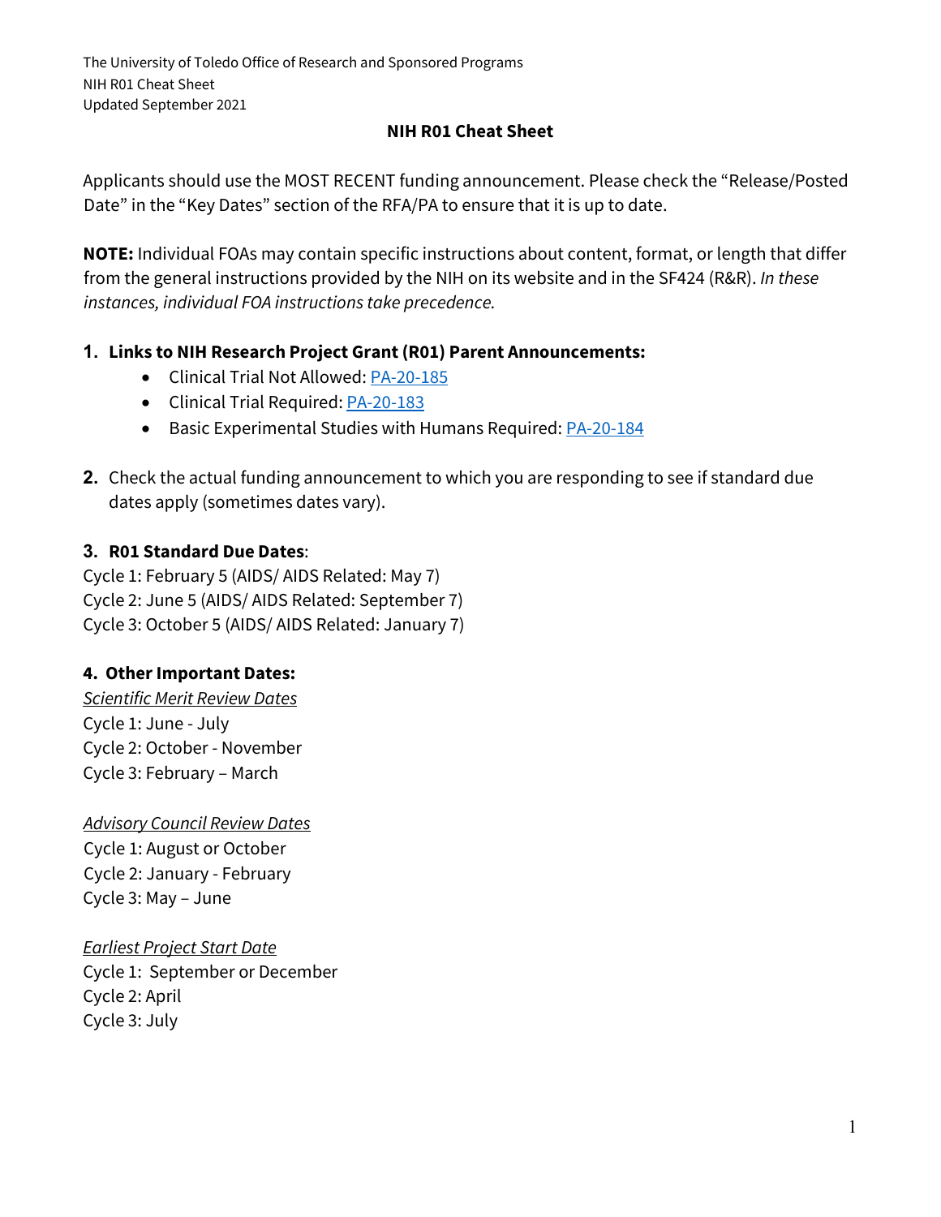# NIH R01 Cheat Sheet

Applicants should use the MOST RECENT funding announcement. Please check the "Release/Posted Date" in the "Key Dates" section of the RFA/PA to ensure that it is up to date.

**NOTE:** Individual FOAs may contain specific instructions about content, format, or length that differ from the general instructions provided by the NIH on its website and in the SF424 (R&R). *In these instances, individual FOA instructions take precedence.*

1. **Links to NIH Research Project Grant (R01) Parent Announcements:**
   - Clinical Trial Not Allowed: PA-20-185
   - Clinical Trial Required: PA-20-183
   - Basic Experimental Studies with Humans Required: PA-20-184

2. Check the actual funding announcement to which you are responding to see if standard due dates apply (sometimes dates vary).

3. **R01 Standard Due Dates**:

Cycle 1: February 5 (AIDS/ AIDS Related: May 7)
Cycle 2: June 5 (AIDS/ AIDS Related: September 7)
Cycle 3: October 5 (AIDS/ AIDS Related: January 7)

4. **Other Important Dates:**

*Scientific Merit Review Dates*
Cycle 1: June - July
Cycle 2: October - November
Cycle 3: February – March

*Advisory Council Review Dates*
Cycle 1: August or October
Cycle 2: January - February
Cycle 3: May – June

*Earliest Project Start Date*
Cycle 1: September or December
Cycle 2: April
Cycle 3: July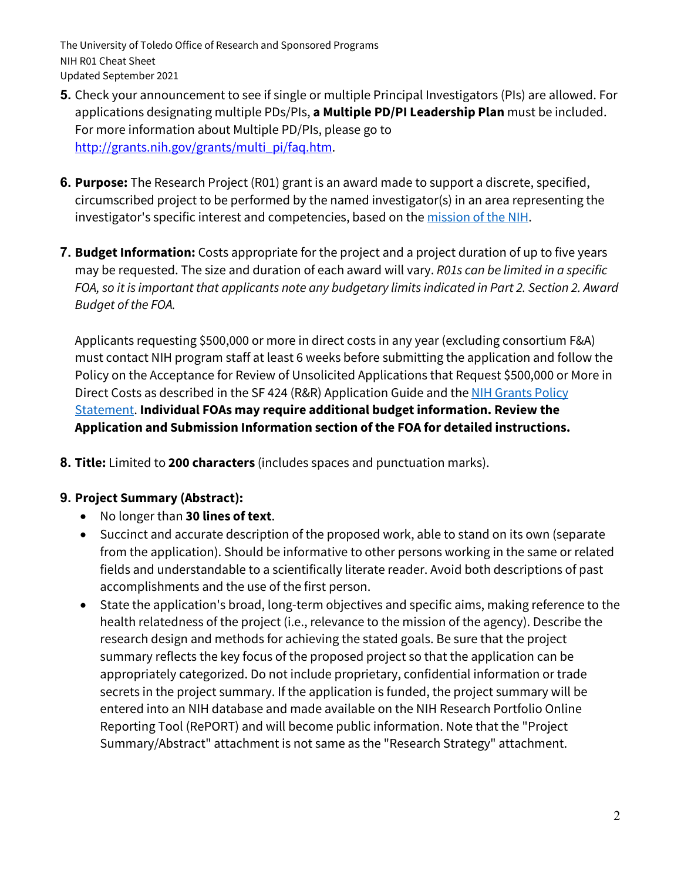5. Check your announcement to see if single or multiple Principal Investigators (PIs) are allowed. For applications designating multiple PDs/PIs, **a Multiple PD/PI Leadership Plan** must be included. For more information about Multiple PD/PIs, please go to [http://grants.nih.gov/grants/multi_pi/faq.htm](http://grants.nih.gov/grants/multi_pi/faq.htm).

6. **Purpose:** The Research Project (R01) grant is an award made to support a discrete, specified, circumscribed project to be performed by the named investigator(s) in an area representing the investigator's specific interest and competencies, based on the mission of the NIH.

7. **Budget Information:** Costs appropriate for the project and a project duration of up to five years may be requested. The size and duration of each award will vary. *R01s can be limited in a specific FOA, so it is important that applicants note any budgetary limits indicated in Part 2. Section 2. Award Budget of the FOA.*

   Applicants requesting $500,000 or more in direct costs in any year (excluding consortium F&A) must contact NIH program staff at least 6 weeks before submitting the application and follow the Policy on the Acceptance for Review of Unsolicited Applications that Request $500,000 or More in Direct Costs as described in the SF 424 (R&R) Application Guide and the NIH Grants Policy Statement. **Individual FOAs may require additional budget information. Review the Application and Submission Information section of the FOA for detailed instructions.**

8. **Title:** Limited to **200 characters** (includes spaces and punctuation marks).

9. **Project Summary (Abstract):**
   - No longer than **30 lines of text**.
   - Succinct and accurate description of the proposed work, able to stand on its own (separate from the application). Should be informative to other persons working in the same or related fields and understandable to a scientifically literate reader. Avoid both descriptions of past accomplishments and the use of the first person.
   - State the application's broad, long-term objectives and specific aims, making reference to the health relatedness of the project (i.e., relevance to the mission of the agency). Describe the research design and methods for achieving the stated goals. Be sure that the project summary reflects the key focus of the proposed project so that the application can be appropriately categorized. Do not include proprietary, confidential information or trade secrets in the project summary. If the application is funded, the project summary will be entered into an NIH database and made available on the NIH Research Portfolio Online Reporting Tool (RePORT) and will become public information. Note that the "Project Summary/Abstract" attachment is not same as the "Research Strategy" attachment.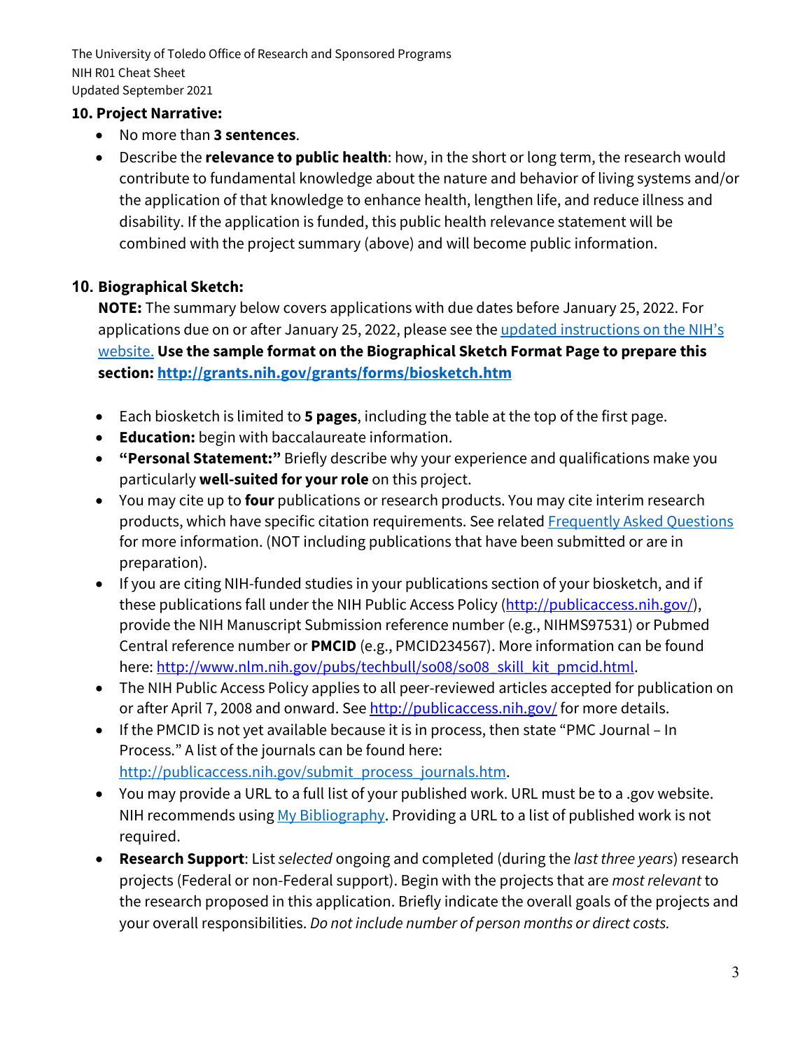### 10. Project Narrative:

- No more than **3 sentences**.
- Describe the **relevance to public health**: how, in the short or long term, the research would contribute to fundamental knowledge about the nature and behavior of living systems and/or the application of that knowledge to enhance health, lengthen life, and reduce illness and disability. If the application is funded, this public health relevance statement will be combined with the project summary (above) and will become public information.

### 10. Biographical Sketch:

**NOTE:** The summary below covers applications with due dates before January 25, 2022. For applications due on or after January 25, 2022, please see the updated instructions on the NIH's website. **Use the sample format on the Biographical Sketch Format Page to prepare this section: http://grants.nih.gov/grants/forms/biosketch.htm**

- Each biosketch is limited to **5 pages**, including the table at the top of the first page.
- **Education:** begin with baccalaureate information.
- **"Personal Statement:"** Briefly describe why your experience and qualifications make you particularly **well-suited for your role** on this project.
- You may cite up to **four** publications or research products. You may cite interim research products, which have specific citation requirements. See related Frequently Asked Questions for more information. (NOT including publications that have been submitted or are in preparation).
- If you are citing NIH-funded studies in your publications section of your biosketch, and if these publications fall under the NIH Public Access Policy (http://publicaccess.nih.gov/), provide the NIH Manuscript Submission reference number (e.g., NIHMS97531) or Pubmed Central reference number or **PMCID** (e.g., PMCID234567). More information can be found here: http://www.nlm.nih.gov/pubs/techbull/so08/so08_skill_kit_pmcid.html.
- The NIH Public Access Policy applies to all peer-reviewed articles accepted for publication on or after April 7, 2008 and onward. See http://publicaccess.nih.gov/ for more details.
- If the PMCID is not yet available because it is in process, then state "PMC Journal – In Process." A list of the journals can be found here: http://publicaccess.nih.gov/submit_process_journals.htm.
- You may provide a URL to a full list of your published work. URL must be to a .gov website. NIH recommends using My Bibliography. Providing a URL to a list of published work is not required.
- **Research Support**: List *selected* ongoing and completed (during the *last three years*) research projects (Federal or non-Federal support). Begin with the projects that are *most relevant* to the research proposed in this application. Briefly indicate the overall goals of the projects and your overall responsibilities. *Do not include number of person months or direct costs.*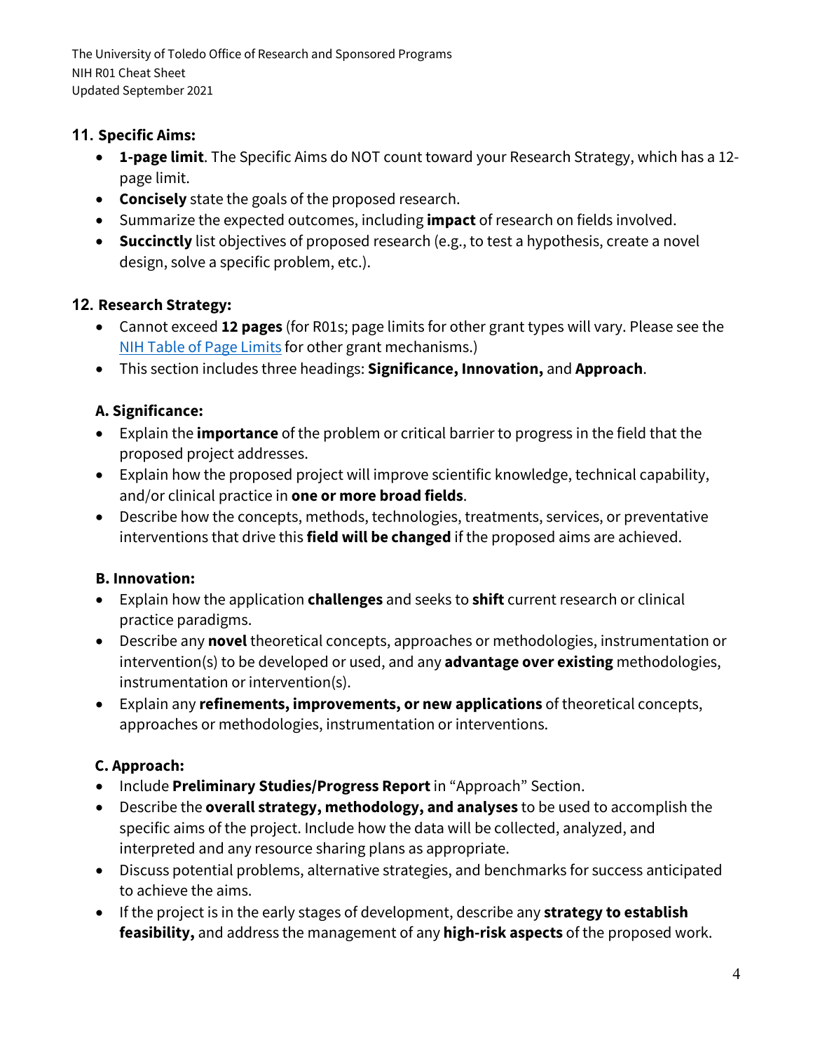## 11. Specific Aims:

- **1-page limit**. The Specific Aims do NOT count toward your Research Strategy, which has a 12-page limit.
- **Concisely** state the goals of the proposed research.
- Summarize the expected outcomes, including **impact** of research on fields involved.
- **Succinctly** list objectives of proposed research (e.g., to test a hypothesis, create a novel design, solve a specific problem, etc.).

## 12. Research Strategy:

- Cannot exceed **12 pages** (for R01s; page limits for other grant types will vary. Please see the NIH Table of Page Limits for other grant mechanisms.)
- This section includes three headings: **Significance, Innovation,** and **Approach**.

### A. Significance:

- Explain the **importance** of the problem or critical barrier to progress in the field that the proposed project addresses.
- Explain how the proposed project will improve scientific knowledge, technical capability, and/or clinical practice in **one or more broad fields**.
- Describe how the concepts, methods, technologies, treatments, services, or preventative interventions that drive this **field will be changed** if the proposed aims are achieved.

### B. Innovation:

- Explain how the application **challenges** and seeks to **shift** current research or clinical practice paradigms.
- Describe any **novel** theoretical concepts, approaches or methodologies, instrumentation or intervention(s) to be developed or used, and any **advantage over existing** methodologies, instrumentation or intervention(s).
- Explain any **refinements, improvements, or new applications** of theoretical concepts, approaches or methodologies, instrumentation or interventions.

### C. Approach:

- Include **Preliminary Studies/Progress Report** in "Approach" Section.
- Describe the **overall strategy, methodology, and analyses** to be used to accomplish the specific aims of the project. Include how the data will be collected, analyzed, and interpreted and any resource sharing plans as appropriate.
- Discuss potential problems, alternative strategies, and benchmarks for success anticipated to achieve the aims.
- If the project is in the early stages of development, describe any **strategy to establish feasibility,** and address the management of any **high-risk aspects** of the proposed work.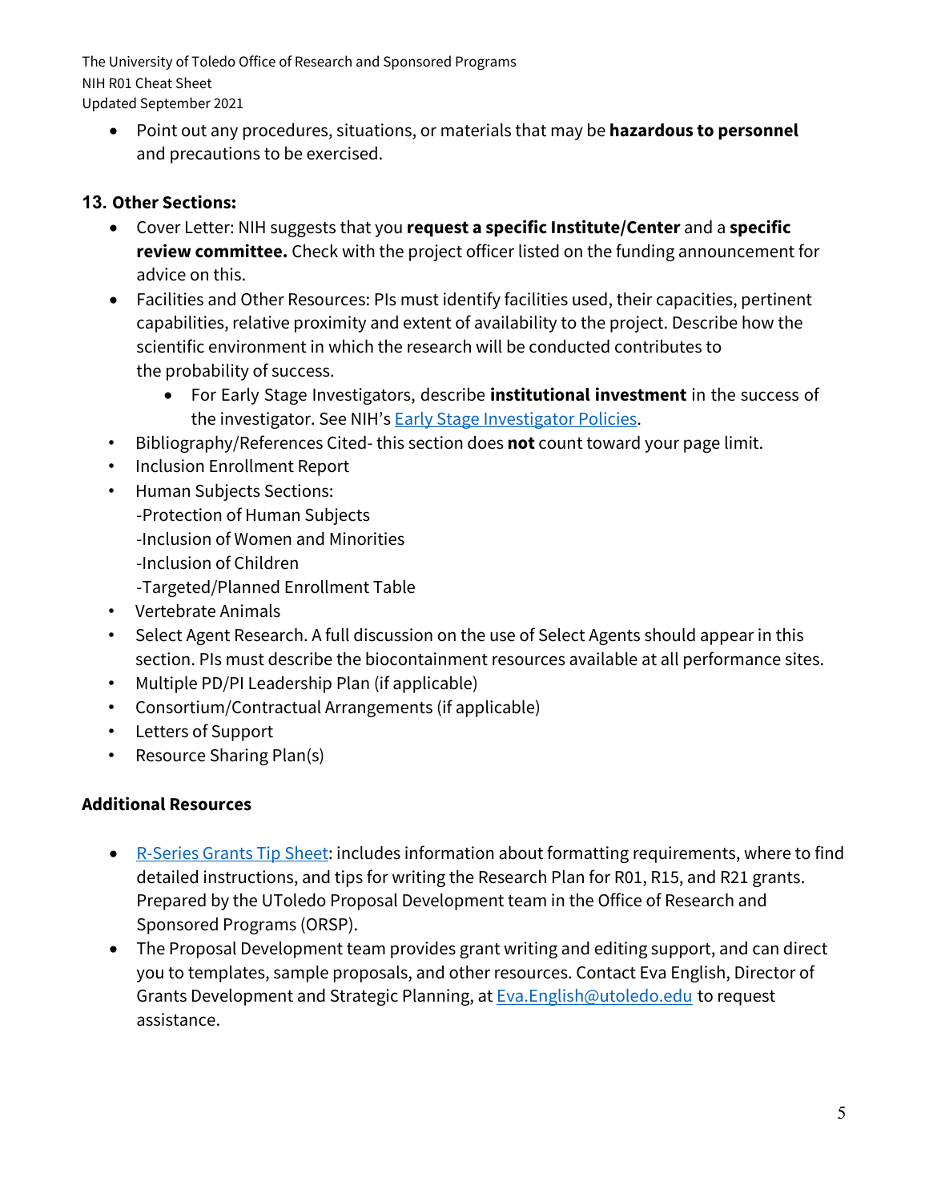- Point out any procedures, situations, or materials that may be **hazardous to personnel** and precautions to be exercised.

### 13. Other Sections:

- Cover Letter: NIH suggests that you **request a specific Institute/Center** and a **specific review committee.** Check with the project officer listed on the funding announcement for advice on this.
- Facilities and Other Resources: PIs must identify facilities used, their capacities, pertinent capabilities, relative proximity and extent of availability to the project. Describe how the scientific environment in which the research will be conducted contributes to the probability of success.
  - For Early Stage Investigators, describe **institutional investment** in the success of the investigator. See NIH's [Early Stage Investigator Policies].
- Bibliography/References Cited- this section does **not** count toward your page limit.
- Inclusion Enrollment Report
- Human Subjects Sections:
  -Protection of Human Subjects
  -Inclusion of Women and Minorities
  -Inclusion of Children
  -Targeted/Planned Enrollment Table
- Vertebrate Animals
- Select Agent Research. A full discussion on the use of Select Agents should appear in this section. PIs must describe the biocontainment resources available at all performance sites.
- Multiple PD/PI Leadership Plan (if applicable)
- Consortium/Contractual Arrangements (if applicable)
- Letters of Support
- Resource Sharing Plan(s)

### Additional Resources

- [R-Series Grants Tip Sheet]: includes information about formatting requirements, where to find detailed instructions, and tips for writing the Research Plan for R01, R15, and R21 grants. Prepared by the UToledo Proposal Development team in the Office of Research and Sponsored Programs (ORSP).
- The Proposal Development team provides grant writing and editing support, and can direct you to templates, sample proposals, and other resources. Contact Eva English, Director of Grants Development and Strategic Planning, at Eva.English@utoledo.edu to request assistance.